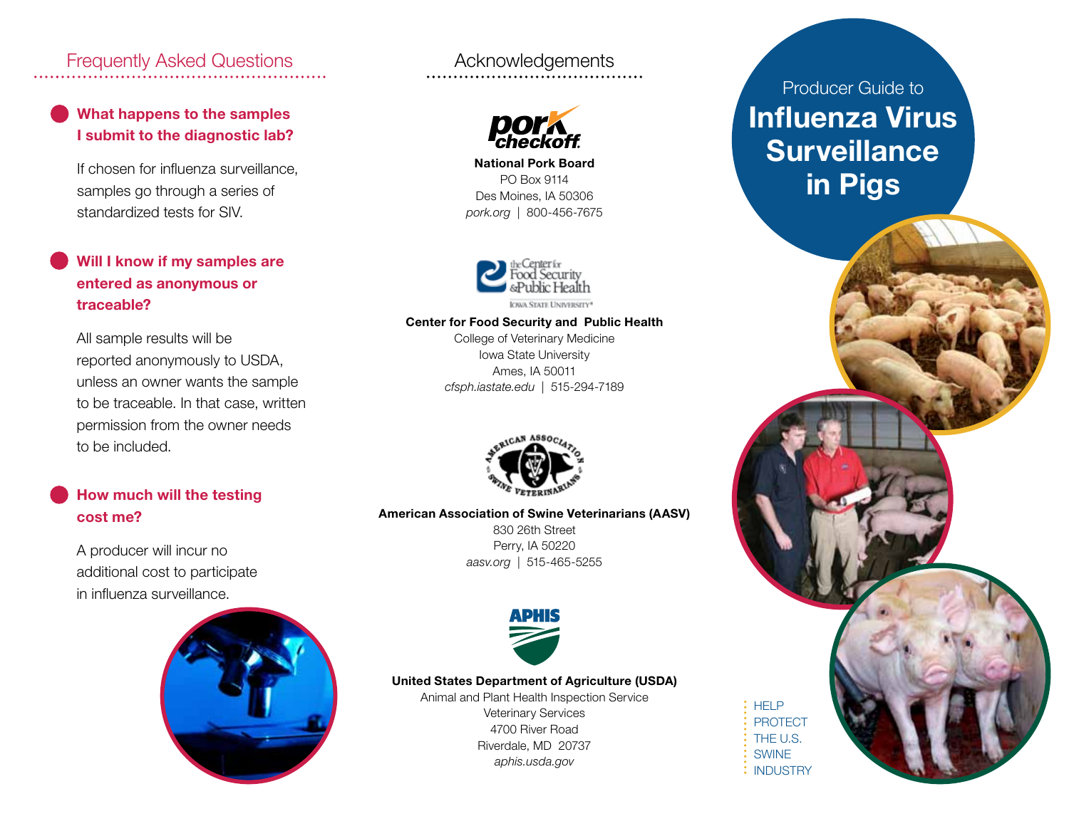## Frequently Asked Questions

**What happens to the samples I submit to the diagnostic lab?**

If chosen for influenza surveillance, samples go through a series of standardized tests for SIV.

**Will I know if my samples are entered as anonymous or traceable?**

All sample results will be reported anonymously to USDA, unless an owner wants the sample to be traceable. In that case, written permission from the owner needs to be included.

**How much will the testing cost me?**

A producer will incur no additional cost to participate in influenza surveillance.

## Acknowledgements

**National Pork Board**
PO Box 9114
Des Moines, IA 50306
*pork.org* | 800-456-7675

**Center for Food Security and Public Health**
College of Veterinary Medicine
Iowa State University
Ames, IA 50011
*cfsph.iastate.edu* | 515-294-7189

**American Association of Swine Veterinarians (AASV)**
830 26th Street
Perry, IA 50220
*aasv.org* | 515-465-5255

**United States Department of Agriculture (USDA)**
Animal and Plant Health Inspection Service
Veterinary Services
4700 River Road
Riverdale, MD 20737
*aphis.usda.gov*

# Producer Guide to **Influenza Virus Surveillance in Pigs**

HELP PROTECT THE U.S. SWINE INDUSTRY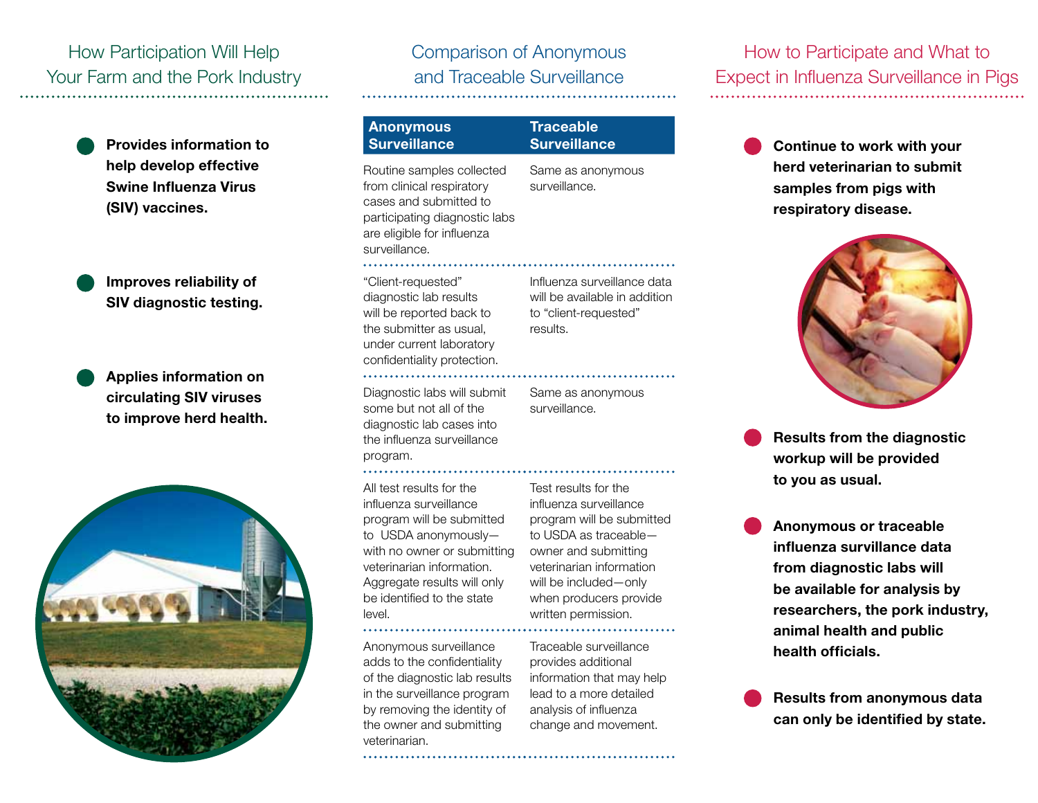## How Participation Will Help Your Farm and the Pork Industry

- **Provides information to help develop effective Swine Influenza Virus (SIV) vaccines.**
- **Improves reliability of SIV diagnostic testing.**
- **Applies information on circulating SIV viruses to improve herd health.**

## Comparison of Anonymous and Traceable Surveillance

| Anonymous Surveillance | Traceable Surveillance |
|---|---|
| Routine samples collected from clinical respiratory cases and submitted to participating diagnostic labs are eligible for influenza surveillance. | Same as anonymous surveillance. |
| “Client-requested” diagnostic lab results will be reported back to the submitter as usual, under current laboratory confidentiality protection. | Influenza surveillance data will be available in addition to “client-requested” results. |
| Diagnostic labs will submit some but not all of the diagnostic lab cases into the influenza surveillance program. | Same as anonymous surveillance. |
| All test results for the influenza surveillance program will be submitted to USDA anonymously—with no owner or submitting veterinarian information. Aggregate results will only be identified to the state level. | Test results for the influenza surveillance program will be submitted to USDA as traceable—owner and submitting veterinarian information will be included—only when producers provide written permission. |
| Anonymous surveillance adds to the confidentiality of the diagnostic lab results in the surveillance program by removing the identity of the owner and submitting veterinarian. | Traceable surveillance provides additional information that may help lead to a more detailed analysis of influenza change and movement. |

## How to Participate and What to Expect in Influenza Surveillance in Pigs

- **Continue to work with your herd veterinarian to submit samples from pigs with respiratory disease.**
- **Results from the diagnostic workup will be provided to you as usual.**
- **Anonymous or traceable influenza survillance data from diagnostic labs will be available for analysis by researchers, the pork industry, animal health and public health officials.**
- **Results from anonymous data can only be identified by state.**